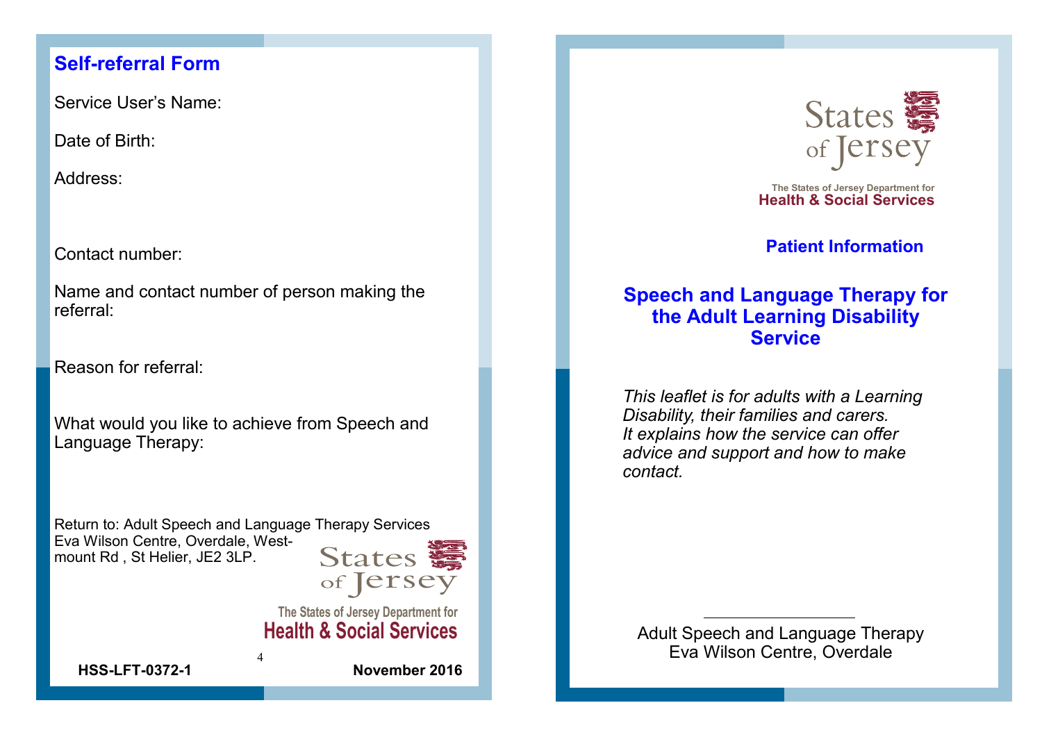## Self-referral Form

Service User's Name:

Date of Birth:

Address:

Contact number:

Name and contact number of person making the referral:

Reason for referral:

What would you like to achieve from Speech and Language Therapy:

Return to: Adult Speech and Language Therapy Services
Eva Wilson Centre, Overdale, Westmount Rd , St Helier, JE2 3LP.

States of Jersey

The States of Jersey Department for
**Health & Social Services**

**HSS-LFT-0372-1** **November 2016**

States of Jersey

The States of Jersey Department for
**Health & Social Services**

## Patient Information

# Speech and Language Therapy for the Adult Learning Disability Service

*This leaflet is for adults with a Learning Disability, their families and carers. It explains how the service can offer advice and support and how to make contact.*

Adult Speech and Language Therapy
Eva Wilson Centre, Overdale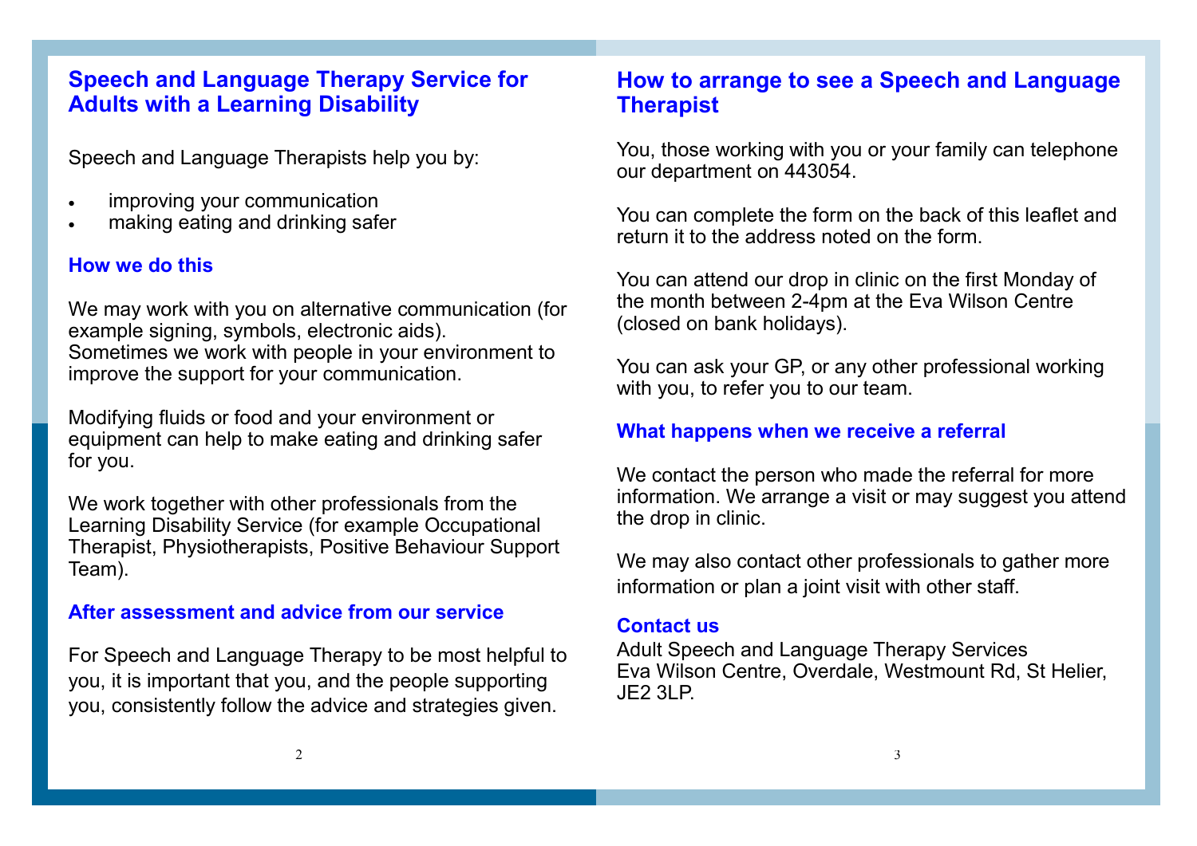## Speech and Language Therapy Service for Adults with a Learning Disability

Speech and Language Therapists help you by:

- improving your communication
- making eating and drinking safer

### How we do this

We may work with you on alternative communication (for example signing, symbols, electronic aids). Sometimes we work with people in your environment to improve the support for your communication.

Modifying fluids or food and your environment or equipment can help to make eating and drinking safer for you.

We work together with other professionals from the Learning Disability Service (for example Occupational Therapist, Physiotherapists, Positive Behaviour Support Team).

### After assessment and advice from our service

For Speech and Language Therapy to be most helpful to you, it is important that you, and the people supporting you, consistently follow the advice and strategies given.

## How to arrange to see a Speech and Language Therapist

You, those working with you or your family can telephone our department on 443054.

You can complete the form on the back of this leaflet and return it to the address noted on the form.

You can attend our drop in clinic on the first Monday of the month between 2-4pm at the Eva Wilson Centre (closed on bank holidays).

You can ask your GP, or any other professional working with you, to refer you to our team.

### What happens when we receive a referral

We contact the person who made the referral for more information. We arrange a visit or may suggest you attend the drop in clinic.

We may also contact other professionals to gather more information or plan a joint visit with other staff.

### Contact us

Adult Speech and Language Therapy Services
Eva Wilson Centre, Overdale, Westmount Rd, St Helier, JE2 3LP.